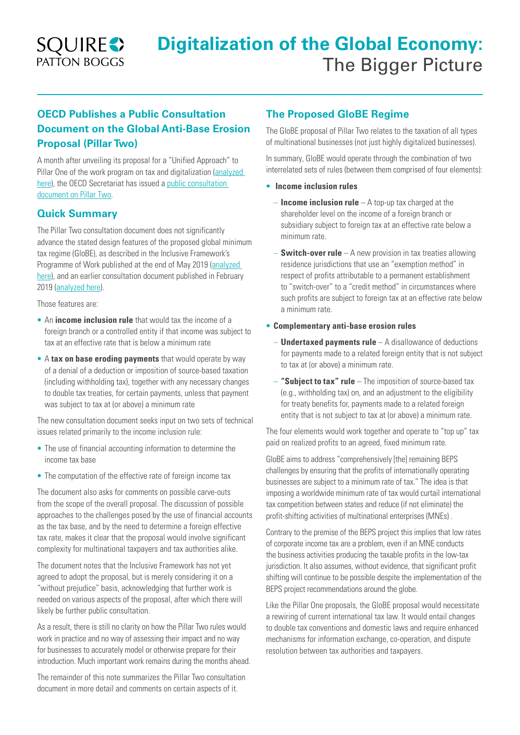SQUIRE PATTON BOGGS

# Digitalization of the Global Economy: The Bigger Picture

## OECD Publishes a Public Consultation Document on the Global Anti-Base Erosion Proposal (Pillar Two)

A month after unveiling its proposal for a "Unified Approach" to Pillar One of the work program on tax and digitalization (analyzed here), the OECD Secretariat has issued a public consultation document on Pillar Two.

## Quick Summary

The Pillar Two consultation document does not significantly advance the stated design features of the proposed global minimum tax regime (GloBE), as described in the Inclusive Framework's Programme of Work published at the end of May 2019 (analyzed here), and an earlier consultation document published in February 2019 (analyzed here).

Those features are:

- An **income inclusion rule** that would tax the income of a foreign branch or a controlled entity if that income was subject to tax at an effective rate that is below a minimum rate
- A **tax on base eroding payments** that would operate by way of a denial of a deduction or imposition of source-based taxation (including withholding tax), together with any necessary changes to double tax treaties, for certain payments, unless that payment was subject to tax at (or above) a minimum rate

The new consultation document seeks input on two sets of technical issues related primarily to the income inclusion rule:

- The use of financial accounting information to determine the income tax base
- The computation of the effective rate of foreign income tax

The document also asks for comments on possible carve-outs from the scope of the overall proposal. The discussion of possible approaches to the challenges posed by the use of financial accounts as the tax base, and by the need to determine a foreign effective tax rate, makes it clear that the proposal would involve significant complexity for multinational taxpayers and tax authorities alike.

The document notes that the Inclusive Framework has not yet agreed to adopt the proposal, but is merely considering it on a "without prejudice" basis, acknowledging that further work is needed on various aspects of the proposal, after which there will likely be further public consultation.

As a result, there is still no clarity on how the Pillar Two rules would work in practice and no way of assessing their impact and no way for businesses to accurately model or otherwise prepare for their introduction. Much important work remains during the months ahead.

The remainder of this note summarizes the Pillar Two consultation document in more detail and comments on certain aspects of it.

## The Proposed GloBE Regime

The GloBE proposal of Pillar Two relates to the taxation of all types of multinational businesses (not just highly digitalized businesses).

In summary, GloBE would operate through the combination of two interrelated sets of rules (between them comprised of four elements):

- **Income inclusion rules**
  - **Income inclusion rule** – A top-up tax charged at the shareholder level on the income of a foreign branch or subsidiary subject to foreign tax at an effective rate below a minimum rate.
  - **Switch-over rule** – A new provision in tax treaties allowing residence jurisdictions that use an "exemption method" in respect of profits attributable to a permanent establishment to "switch-over" to a "credit method" in circumstances where such profits are subject to foreign tax at an effective rate below a minimum rate.
- **Complementary anti-base erosion rules**
  - **Undertaxed payments rule** – A disallowance of deductions for payments made to a related foreign entity that is not subject to tax at (or above) a minimum rate.
  - **"Subject to tax" rule** – The imposition of source-based tax (e.g., withholding tax) on, and an adjustment to the eligibility for treaty benefits for, payments made to a related foreign entity that is not subject to tax at (or above) a minimum rate.

The four elements would work together and operate to "top up" tax paid on realized profits to an agreed, fixed minimum rate.

GloBE aims to address "comprehensively [the] remaining BEPS challenges by ensuring that the profits of internationally operating businesses are subject to a minimum rate of tax." The idea is that imposing a worldwide minimum rate of tax would curtail international tax competition between states and reduce (if not eliminate) the profit-shifting activities of multinational enterprises (MNEs) .

Contrary to the premise of the BEPS project this implies that low rates of corporate income tax are a problem, even if an MNE conducts the business activities producing the taxable profits in the low-tax jurisdiction. It also assumes, without evidence, that significant profit shifting will continue to be possible despite the implementation of the BEPS project recommendations around the globe.

Like the Pillar One proposals, the GloBE proposal would necessitate a rewiring of current international tax law. It would entail changes to double tax conventions and domestic laws and require enhanced mechanisms for information exchange, co-operation, and dispute resolution between tax authorities and taxpayers.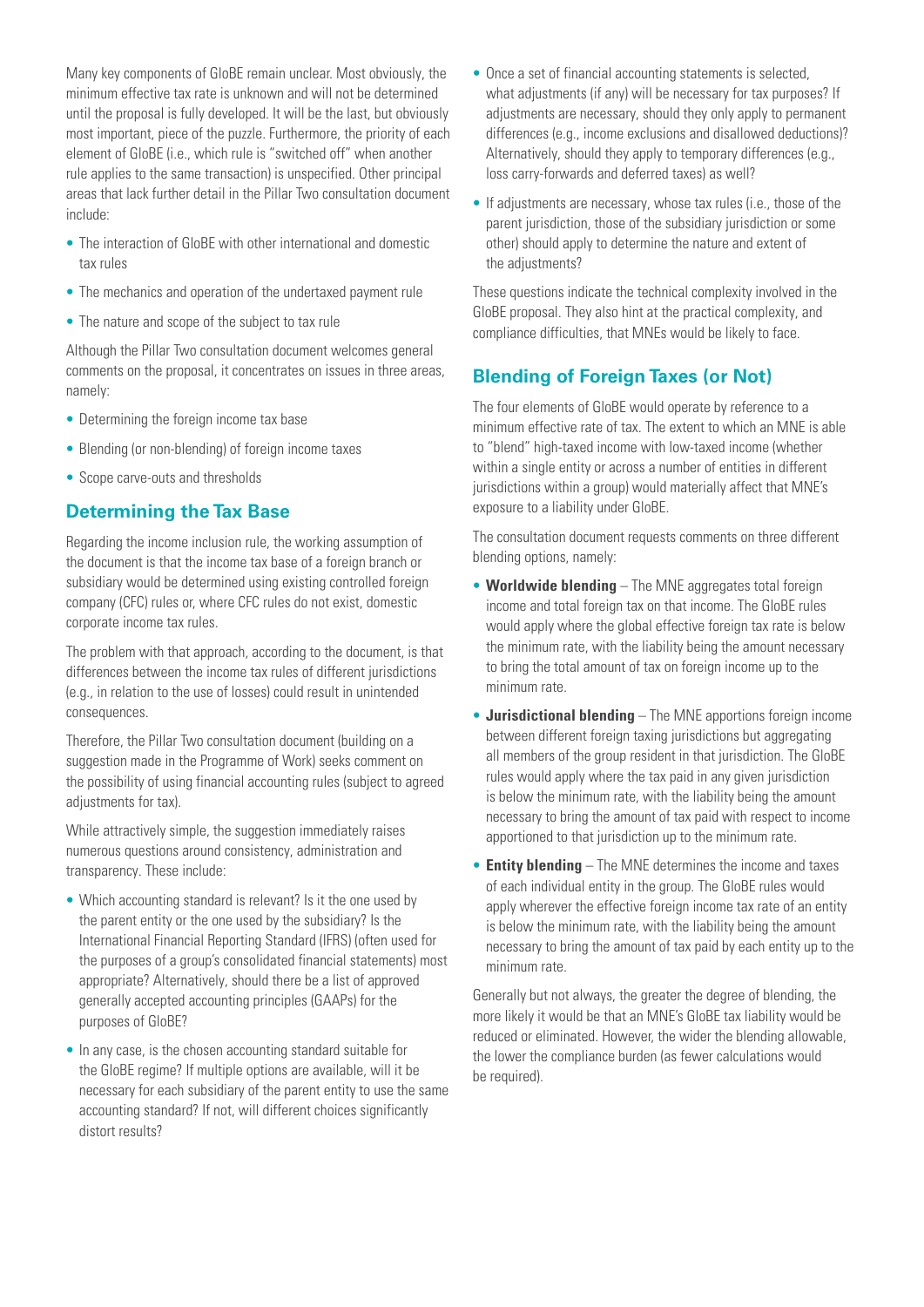Many key components of GloBE remain unclear. Most obviously, the minimum effective tax rate is unknown and will not be determined until the proposal is fully developed. It will be the last, but obviously most important, piece of the puzzle. Furthermore, the priority of each element of GloBE (i.e., which rule is "switched off" when another rule applies to the same transaction) is unspecified. Other principal areas that lack further detail in the Pillar Two consultation document include:

- The interaction of GloBE with other international and domestic tax rules
- The mechanics and operation of the undertaxed payment rule
- The nature and scope of the subject to tax rule

Although the Pillar Two consultation document welcomes general comments on the proposal, it concentrates on issues in three areas, namely:

- Determining the foreign income tax base
- Blending (or non-blending) of foreign income taxes
- Scope carve-outs and thresholds

## Determining the Tax Base

Regarding the income inclusion rule, the working assumption of the document is that the income tax base of a foreign branch or subsidiary would be determined using existing controlled foreign company (CFC) rules or, where CFC rules do not exist, domestic corporate income tax rules.

The problem with that approach, according to the document, is that differences between the income tax rules of different jurisdictions (e.g., in relation to the use of losses) could result in unintended consequences.

Therefore, the Pillar Two consultation document (building on a suggestion made in the Programme of Work) seeks comment on the possibility of using financial accounting rules (subject to agreed adjustments for tax).

While attractively simple, the suggestion immediately raises numerous questions around consistency, administration and transparency. These include:

- Which accounting standard is relevant? Is it the one used by the parent entity or the one used by the subsidiary? Is the International Financial Reporting Standard (IFRS) (often used for the purposes of a group's consolidated financial statements) most appropriate? Alternatively, should there be a list of approved generally accepted accounting principles (GAAPs) for the purposes of GloBE?
- In any case, is the chosen accounting standard suitable for the GloBE regime? If multiple options are available, will it be necessary for each subsidiary of the parent entity to use the same accounting standard? If not, will different choices significantly distort results?
- Once a set of financial accounting statements is selected, what adjustments (if any) will be necessary for tax purposes? If adjustments are necessary, should they only apply to permanent differences (e.g., income exclusions and disallowed deductions)? Alternatively, should they apply to temporary differences (e.g., loss carry-forwards and deferred taxes) as well?
- If adjustments are necessary, whose tax rules (i.e., those of the parent jurisdiction, those of the subsidiary jurisdiction or some other) should apply to determine the nature and extent of the adjustments?

These questions indicate the technical complexity involved in the GloBE proposal. They also hint at the practical complexity, and compliance difficulties, that MNEs would be likely to face.

## Blending of Foreign Taxes (or Not)

The four elements of GloBE would operate by reference to a minimum effective rate of tax. The extent to which an MNE is able to "blend" high-taxed income with low-taxed income (whether within a single entity or across a number of entities in different jurisdictions within a group) would materially affect that MNE's exposure to a liability under GloBE.

The consultation document requests comments on three different blending options, namely:

- **Worldwide blending** – The MNE aggregates total foreign income and total foreign tax on that income. The GloBE rules would apply where the global effective foreign tax rate is below the minimum rate, with the liability being the amount necessary to bring the total amount of tax on foreign income up to the minimum rate.
- **Jurisdictional blending** – The MNE apportions foreign income between different foreign taxing jurisdictions but aggregating all members of the group resident in that jurisdiction. The GloBE rules would apply where the tax paid in any given jurisdiction is below the minimum rate, with the liability being the amount necessary to bring the amount of tax paid with respect to income apportioned to that jurisdiction up to the minimum rate.
- **Entity blending** – The MNE determines the income and taxes of each individual entity in the group. The GloBE rules would apply wherever the effective foreign income tax rate of an entity is below the minimum rate, with the liability being the amount necessary to bring the amount of tax paid by each entity up to the minimum rate.

Generally but not always, the greater the degree of blending, the more likely it would be that an MNE's GloBE tax liability would be reduced or eliminated. However, the wider the blending allowable, the lower the compliance burden (as fewer calculations would be required).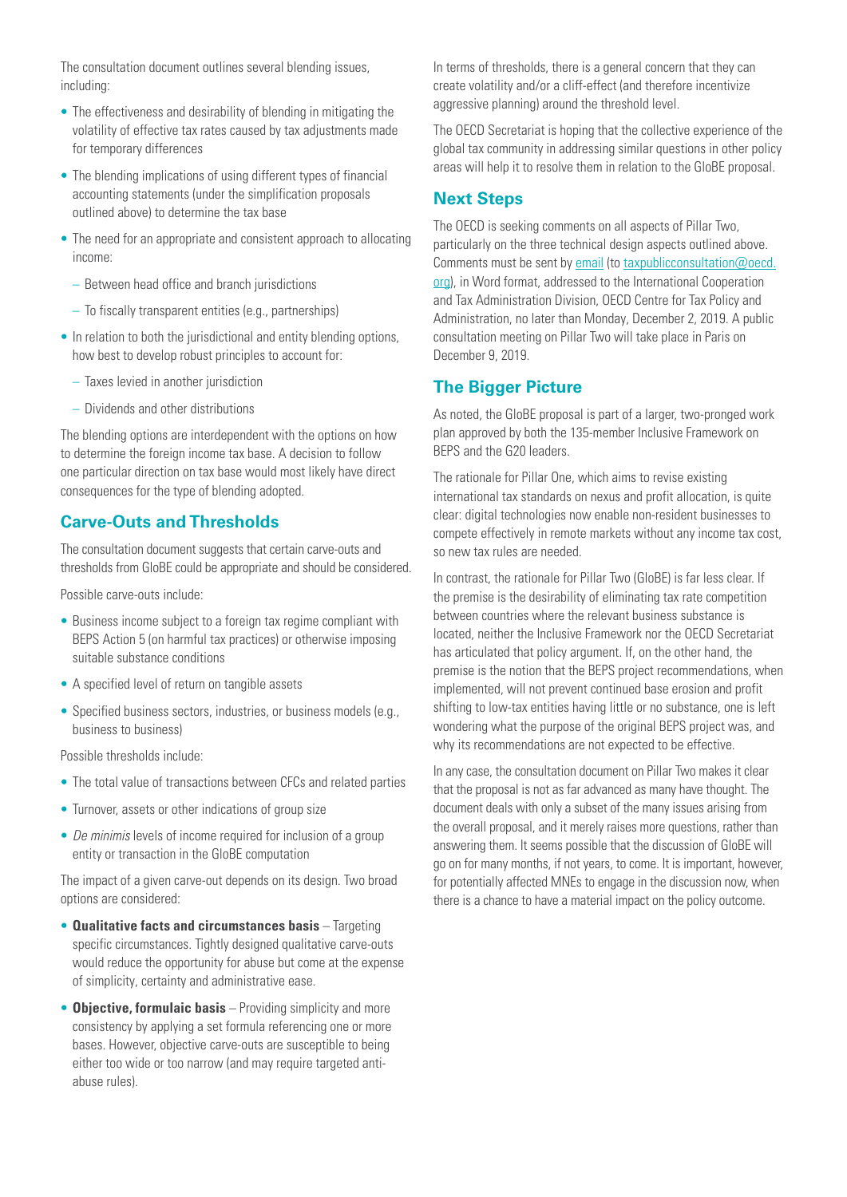The consultation document outlines several blending issues, including:

- The effectiveness and desirability of blending in mitigating the volatility of effective tax rates caused by tax adjustments made for temporary differences
- The blending implications of using different types of financial accounting statements (under the simplification proposals outlined above) to determine the tax base
- The need for an appropriate and consistent approach to allocating income:
  - Between head office and branch jurisdictions
  - To fiscally transparent entities (e.g., partnerships)
- In relation to both the jurisdictional and entity blending options, how best to develop robust principles to account for:
  - Taxes levied in another jurisdiction
  - Dividends and other distributions

The blending options are interdependent with the options on how to determine the foreign income tax base. A decision to follow one particular direction on tax base would most likely have direct consequences for the type of blending adopted.

## Carve-Outs and Thresholds

The consultation document suggests that certain carve-outs and thresholds from GloBE could be appropriate and should be considered.

Possible carve-outs include:

- Business income subject to a foreign tax regime compliant with BEPS Action 5 (on harmful tax practices) or otherwise imposing suitable substance conditions
- A specified level of return on tangible assets
- Specified business sectors, industries, or business models (e.g., business to business)

Possible thresholds include:

- The total value of transactions between CFCs and related parties
- Turnover, assets or other indications of group size
- *De minimis* levels of income required for inclusion of a group entity or transaction in the GloBE computation

The impact of a given carve-out depends on its design. Two broad options are considered:

- **Qualitative facts and circumstances basis** – Targeting specific circumstances. Tightly designed qualitative carve-outs would reduce the opportunity for abuse but come at the expense of simplicity, certainty and administrative ease.
- **Objective, formulaic basis** – Providing simplicity and more consistency by applying a set formula referencing one or more bases. However, objective carve-outs are susceptible to being either too wide or too narrow (and may require targeted anti-abuse rules).

In terms of thresholds, there is a general concern that they can create volatility and/or a cliff-effect (and therefore incentivize aggressive planning) around the threshold level.

The OECD Secretariat is hoping that the collective experience of the global tax community in addressing similar questions in other policy areas will help it to resolve them in relation to the GloBE proposal.

## Next Steps

The OECD is seeking comments on all aspects of Pillar Two, particularly on the three technical design aspects outlined above. Comments must be sent by email (to taxpublicconsultation@oecd.org), in Word format, addressed to the International Cooperation and Tax Administration Division, OECD Centre for Tax Policy and Administration, no later than Monday, December 2, 2019. A public consultation meeting on Pillar Two will take place in Paris on December 9, 2019.

## The Bigger Picture

As noted, the GloBE proposal is part of a larger, two-pronged work plan approved by both the 135-member Inclusive Framework on BEPS and the G20 leaders.

The rationale for Pillar One, which aims to revise existing international tax standards on nexus and profit allocation, is quite clear: digital technologies now enable non-resident businesses to compete effectively in remote markets without any income tax cost, so new tax rules are needed.

In contrast, the rationale for Pillar Two (GloBE) is far less clear. If the premise is the desirability of eliminating tax rate competition between countries where the relevant business substance is located, neither the Inclusive Framework nor the OECD Secretariat has articulated that policy argument. If, on the other hand, the premise is the notion that the BEPS project recommendations, when implemented, will not prevent continued base erosion and profit shifting to low-tax entities having little or no substance, one is left wondering what the purpose of the original BEPS project was, and why its recommendations are not expected to be effective.

In any case, the consultation document on Pillar Two makes it clear that the proposal is not as far advanced as many have thought. The document deals with only a subset of the many issues arising from the overall proposal, and it merely raises more questions, rather than answering them. It seems possible that the discussion of GloBE will go on for many months, if not years, to come. It is important, however, for potentially affected MNEs to engage in the discussion now, when there is a chance to have a material impact on the policy outcome.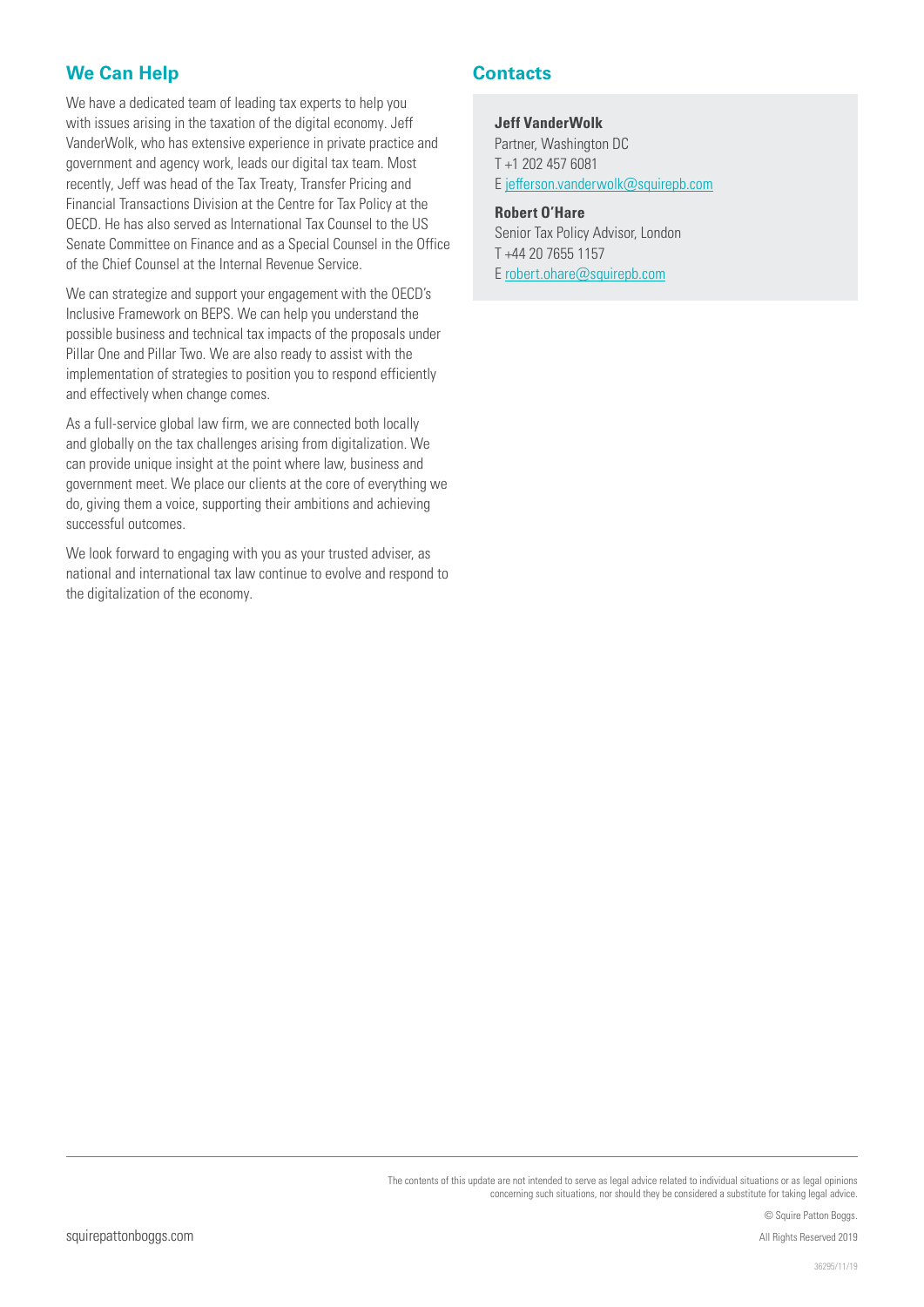## We Can Help

We have a dedicated team of leading tax experts to help you with issues arising in the taxation of the digital economy. Jeff VanderWolk, who has extensive experience in private practice and government and agency work, leads our digital tax team. Most recently, Jeff was head of the Tax Treaty, Transfer Pricing and Financial Transactions Division at the Centre for Tax Policy at the OECD. He has also served as International Tax Counsel to the US Senate Committee on Finance and as a Special Counsel in the Office of the Chief Counsel at the Internal Revenue Service.

We can strategize and support your engagement with the OECD's Inclusive Framework on BEPS. We can help you understand the possible business and technical tax impacts of the proposals under Pillar One and Pillar Two. We are also ready to assist with the implementation of strategies to position you to respond efficiently and effectively when change comes.

As a full-service global law firm, we are connected both locally and globally on the tax challenges arising from digitalization. We can provide unique insight at the point where law, business and government meet. We place our clients at the core of everything we do, giving them a voice, supporting their ambitions and achieving successful outcomes.

We look forward to engaging with you as your trusted adviser, as national and international tax law continue to evolve and respond to the digitalization of the economy.

## Contacts

**Jeff VanderWolk**
Partner, Washington DC
T +1 202 457 6081
E jefferson.vanderwolk@squirepb.com

**Robert O'Hare**
Senior Tax Policy Advisor, London
T +44 20 7655 1157
E robert.ohare@squirepb.com

The contents of this update are not intended to serve as legal advice related to individual situations or as legal opinions concerning such situations, nor should they be considered a substitute for taking legal advice.

© Squire Patton Boggs.

All Rights Reserved 2019

squirepattonboggs.com

36295/11/19